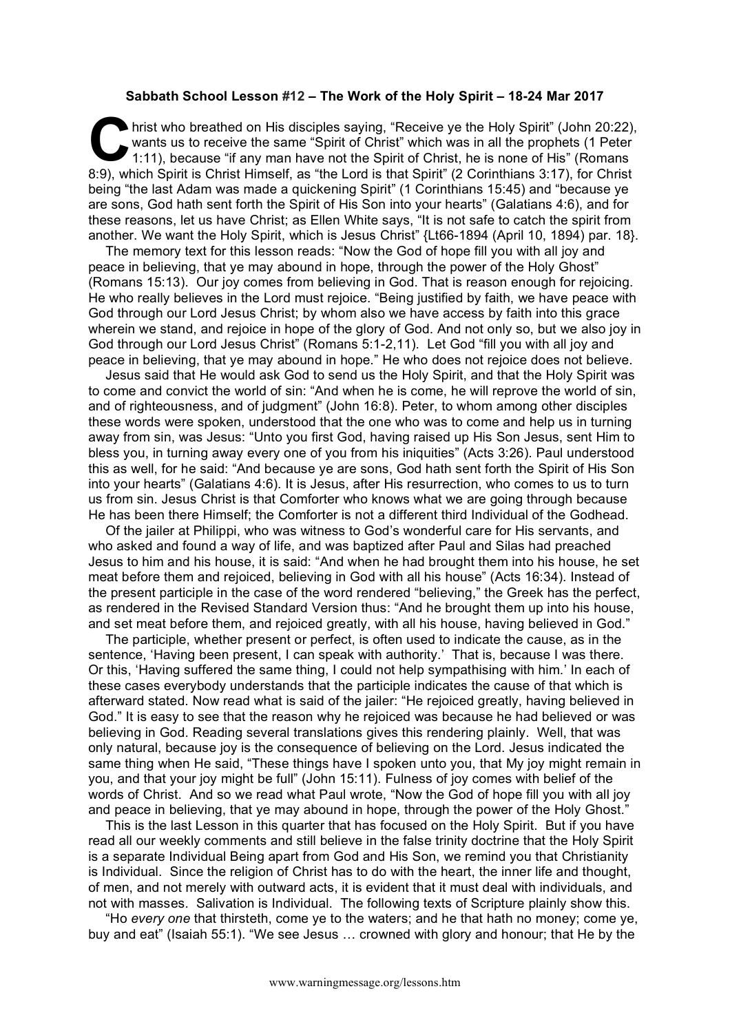**Sabbath School Lesson #12 – The Work of the Holy Spirit – 18-24 Mar 2017**

Christ who breathed on His disciples saying, "Receive ye the Holy Spirit" (John 20:22), wants us to receive the same "Spirit of Christ" which was in all the prophets (1 Peter 1:11), because "if any man have not the Spirit of Christ, he is none of His" (Romans 8:9), which Spirit is Christ Himself, as "the Lord is that Spirit" (2 Corinthians 3:17), for Christ being "the last Adam was made a quickening Spirit" (1 Corinthians 15:45) and "because ye are sons, God hath sent forth the Spirit of His Son into your hearts" (Galatians 4:6), and for these reasons, let us have Christ; as Ellen White says, "It is not safe to catch the spirit from another. We want the Holy Spirit, which is Jesus Christ" {Lt66-1894 (April 10, 1894) par. 18}.

The memory text for this lesson reads: "Now the God of hope fill you with all joy and peace in believing, that ye may abound in hope, through the power of the Holy Ghost" (Romans 15:13). Our joy comes from believing in God. That is reason enough for rejoicing. He who really believes in the Lord must rejoice. "Being justified by faith, we have peace with God through our Lord Jesus Christ; by whom also we have access by faith into this grace wherein we stand, and rejoice in hope of the glory of God. And not only so, but we also joy in God through our Lord Jesus Christ" (Romans 5:1-2,11). Let God "fill you with all joy and peace in believing, that ye may abound in hope." He who does not rejoice does not believe.

Jesus said that He would ask God to send us the Holy Spirit, and that the Holy Spirit was to come and convict the world of sin: "And when he is come, he will reprove the world of sin, and of righteousness, and of judgment" (John 16:8). Peter, to whom among other disciples these words were spoken, understood that the one who was to come and help us in turning away from sin, was Jesus: "Unto you first God, having raised up His Son Jesus, sent Him to bless you, in turning away every one of you from his iniquities" (Acts 3:26). Paul understood this as well, for he said: "And because ye are sons, God hath sent forth the Spirit of His Son into your hearts" (Galatians 4:6). It is Jesus, after His resurrection, who comes to us to turn us from sin. Jesus Christ is that Comforter who knows what we are going through because He has been there Himself; the Comforter is not a different third Individual of the Godhead.

Of the jailer at Philippi, who was witness to God's wonderful care for His servants, and who asked and found a way of life, and was baptized after Paul and Silas had preached Jesus to him and his house, it is said: "And when he had brought them into his house, he set meat before them and rejoiced, believing in God with all his house" (Acts 16:34). Instead of the present participle in the case of the word rendered "believing," the Greek has the perfect, as rendered in the Revised Standard Version thus: "And he brought them up into his house, and set meat before them, and rejoiced greatly, with all his house, having believed in God."

The participle, whether present or perfect, is often used to indicate the cause, as in the sentence, 'Having been present, I can speak with authority.' That is, because I was there. Or this, 'Having suffered the same thing, I could not help sympathising with him.' In each of these cases everybody understands that the participle indicates the cause of that which is afterward stated. Now read what is said of the jailer: "He rejoiced greatly, having believed in God." It is easy to see that the reason why he rejoiced was because he had believed or was believing in God. Reading several translations gives this rendering plainly. Well, that was only natural, because joy is the consequence of believing on the Lord. Jesus indicated the same thing when He said, "These things have I spoken unto you, that My joy might remain in you, and that your joy might be full" (John 15:11). Fulness of joy comes with belief of the words of Christ. And so we read what Paul wrote, "Now the God of hope fill you with all joy and peace in believing, that ye may abound in hope, through the power of the Holy Ghost."

This is the last Lesson in this quarter that has focused on the Holy Spirit. But if you have read all our weekly comments and still believe in the false trinity doctrine that the Holy Spirit is a separate Individual Being apart from God and His Son, we remind you that Christianity is Individual. Since the religion of Christ has to do with the heart, the inner life and thought, of men, and not merely with outward acts, it is evident that it must deal with individuals, and not with masses. Salvation is Individual. The following texts of Scripture plainly show this.

"Ho *every one* that thirsteth, come ye to the waters; and he that hath no money; come ye, buy and eat" (Isaiah 55:1). "We see Jesus … crowned with glory and honour; that He by the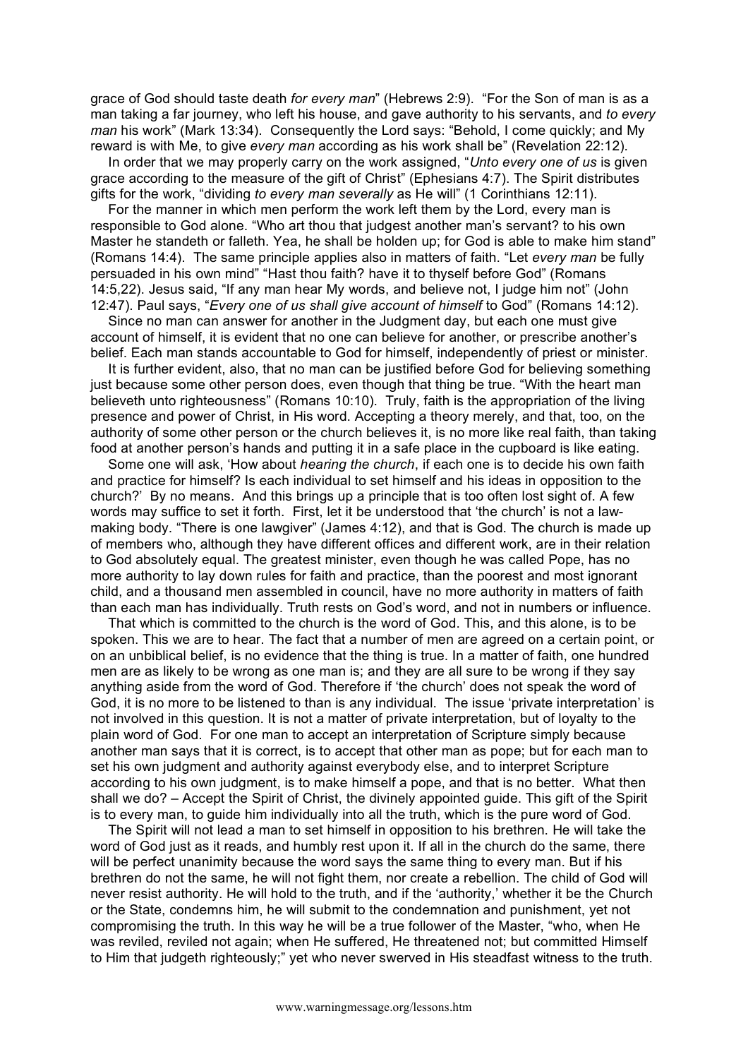grace of God should taste death *for every man*" (Hebrews 2:9). "For the Son of man is as a man taking a far journey, who left his house, and gave authority to his servants, and *to every man* his work" (Mark 13:34). Consequently the Lord says: "Behold, I come quickly; and My reward is with Me, to give *every man* according as his work shall be" (Revelation 22:12).

In order that we may properly carry on the work assigned, "*Unto every one of us* is given grace according to the measure of the gift of Christ" (Ephesians 4:7). The Spirit distributes gifts for the work, "dividing *to every man severally* as He will" (1 Corinthians 12:11).

For the manner in which men perform the work left them by the Lord, every man is responsible to God alone. "Who art thou that judgest another man's servant? to his own Master he standeth or falleth. Yea, he shall be holden up; for God is able to make him stand" (Romans 14:4). The same principle applies also in matters of faith. "Let *every man* be fully persuaded in his own mind" "Hast thou faith? have it to thyself before God" (Romans 14:5,22). Jesus said, "If any man hear My words, and believe not, I judge him not" (John 12:47). Paul says, "*Every one of us shall give account of himself* to God" (Romans 14:12).

Since no man can answer for another in the Judgment day, but each one must give account of himself, it is evident that no one can believe for another, or prescribe another's belief. Each man stands accountable to God for himself, independently of priest or minister.

It is further evident, also, that no man can be justified before God for believing something just because some other person does, even though that thing be true. "With the heart man believeth unto righteousness" (Romans 10:10). Truly, faith is the appropriation of the living presence and power of Christ, in His word. Accepting a theory merely, and that, too, on the authority of some other person or the church believes it, is no more like real faith, than taking food at another person's hands and putting it in a safe place in the cupboard is like eating.

Some one will ask, 'How about *hearing the church*, if each one is to decide his own faith and practice for himself? Is each individual to set himself and his ideas in opposition to the church?' By no means. And this brings up a principle that is too often lost sight of. A few words may suffice to set it forth. First, let it be understood that 'the church' is not a law-making body. "There is one lawgiver" (James 4:12), and that is God. The church is made up of members who, although they have different offices and different work, are in their relation to God absolutely equal. The greatest minister, even though he was called Pope, has no more authority to lay down rules for faith and practice, than the poorest and most ignorant child, and a thousand men assembled in council, have no more authority in matters of faith than each man has individually. Truth rests on God's word, and not in numbers or influence.

That which is committed to the church is the word of God. This, and this alone, is to be spoken. This we are to hear. The fact that a number of men are agreed on a certain point, or on an unbiblical belief, is no evidence that the thing is true. In a matter of faith, one hundred men are as likely to be wrong as one man is; and they are all sure to be wrong if they say anything aside from the word of God. Therefore if 'the church' does not speak the word of God, it is no more to be listened to than is any individual. The issue 'private interpretation' is not involved in this question. It is not a matter of private interpretation, but of loyalty to the plain word of God. For one man to accept an interpretation of Scripture simply because another man says that it is correct, is to accept that other man as pope; but for each man to set his own judgment and authority against everybody else, and to interpret Scripture according to his own judgment, is to make himself a pope, and that is no better. What then shall we do? – Accept the Spirit of Christ, the divinely appointed guide. This gift of the Spirit is to every man, to guide him individually into all the truth, which is the pure word of God.

The Spirit will not lead a man to set himself in opposition to his brethren. He will take the word of God just as it reads, and humbly rest upon it. If all in the church do the same, there will be perfect unanimity because the word says the same thing to every man. But if his brethren do not the same, he will not fight them, nor create a rebellion. The child of God will never resist authority. He will hold to the truth, and if the 'authority,' whether it be the Church or the State, condemns him, he will submit to the condemnation and punishment, yet not compromising the truth. In this way he will be a true follower of the Master, "who, when He was reviled, reviled not again; when He suffered, He threatened not; but committed Himself to Him that judgeth righteously;" yet who never swerved in His steadfast witness to the truth.